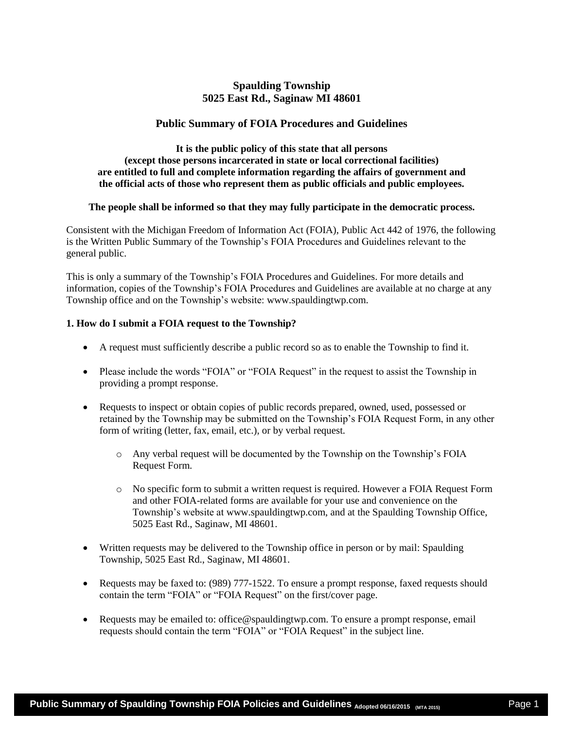# Spaulding Township
## 5025 East Rd., Saginaw MI 48601

## Public Summary of FOIA Procedures and Guidelines

**It is the public policy of this state that all persons (except those persons incarcerated in state or local correctional facilities) are entitled to full and complete information regarding the affairs of government and the official acts of those who represent them as public officials and public employees.**

**The people shall be informed so that they may fully participate in the democratic process.**

Consistent with the Michigan Freedom of Information Act (FOIA), Public Act 442 of 1976, the following is the Written Public Summary of the Township's FOIA Procedures and Guidelines relevant to the general public.

This is only a summary of the Township's FOIA Procedures and Guidelines. For more details and information, copies of the Township's FOIA Procedures and Guidelines are available at no charge at any Township office and on the Township's website: www.spauldingtwp.com.

### 1. How do I submit a FOIA request to the Township?

- A request must sufficiently describe a public record so as to enable the Township to find it.
- Please include the words "FOIA" or "FOIA Request" in the request to assist the Township in providing a prompt response.
- Requests to inspect or obtain copies of public records prepared, owned, used, possessed or retained by the Township may be submitted on the Township's FOIA Request Form, in any other form of writing (letter, fax, email, etc.), or by verbal request.
  - Any verbal request will be documented by the Township on the Township's FOIA Request Form.
  - No specific form to submit a written request is required. However a FOIA Request Form and other FOIA-related forms are available for your use and convenience on the Township's website at www.spauldingtwp.com, and at the Spaulding Township Office, 5025 East Rd., Saginaw, MI 48601.
- Written requests may be delivered to the Township office in person or by mail: Spaulding Township, 5025 East Rd., Saginaw, MI 48601.
- Requests may be faxed to: (989) 777-1522. To ensure a prompt response, faxed requests should contain the term "FOIA" or "FOIA Request" on the first/cover page.
- Requests may be emailed to: office@spauldingtwp.com. To ensure a prompt response, email requests should contain the term "FOIA" or "FOIA Request" in the subject line.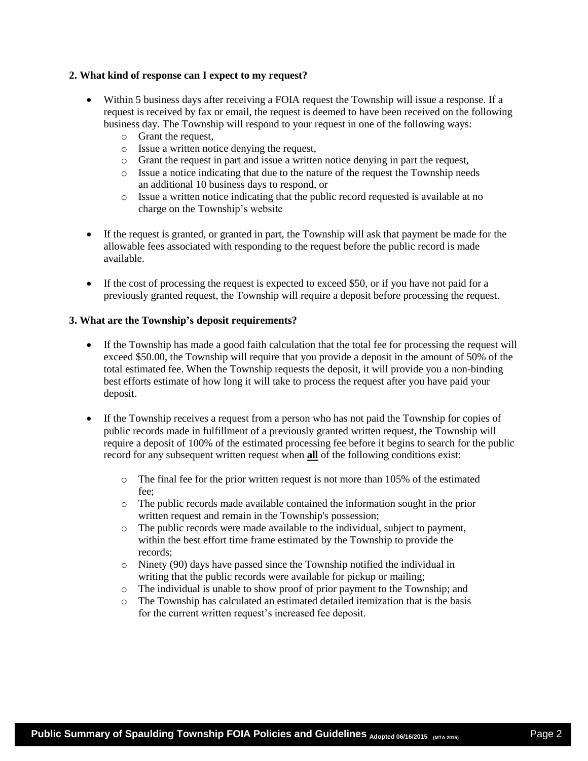**2. What kind of response can I expect to my request?**

- Within 5 business days after receiving a FOIA request the Township will issue a response. If a request is received by fax or email, the request is deemed to have been received on the following business day. The Township will respond to your request in one of the following ways:
  - Grant the request,
  - Issue a written notice denying the request,
  - Grant the request in part and issue a written notice denying in part the request,
  - Issue a notice indicating that due to the nature of the request the Township needs an additional 10 business days to respond, or
  - Issue a written notice indicating that the public record requested is available at no charge on the Township's website

- If the request is granted, or granted in part, the Township will ask that payment be made for the allowable fees associated with responding to the request before the public record is made available.

- If the cost of processing the request is expected to exceed $50, or if you have not paid for a previously granted request, the Township will require a deposit before processing the request.

**3. What are the Township's deposit requirements?**

- If the Township has made a good faith calculation that the total fee for processing the request will exceed $50.00, the Township will require that you provide a deposit in the amount of 50% of the total estimated fee. When the Township requests the deposit, it will provide you a non-binding best efforts estimate of how long it will take to process the request after you have paid your deposit.

- If the Township receives a request from a person who has not paid the Township for copies of public records made in fulfillment of a previously granted written request, the Township will require a deposit of 100% of the estimated processing fee before it begins to search for the public record for any subsequent written request when **all** of the following conditions exist:

  - The final fee for the prior written request is not more than 105% of the estimated fee;
  - The public records made available contained the information sought in the prior written request and remain in the Township's possession;
  - The public records were made available to the individual, subject to payment, within the best effort time frame estimated by the Township to provide the records;
  - Ninety (90) days have passed since the Township notified the individual in writing that the public records were available for pickup or mailing;
  - The individual is unable to show proof of prior payment to the Township; and
  - The Township has calculated an estimated detailed itemization that is the basis for the current written request's increased fee deposit.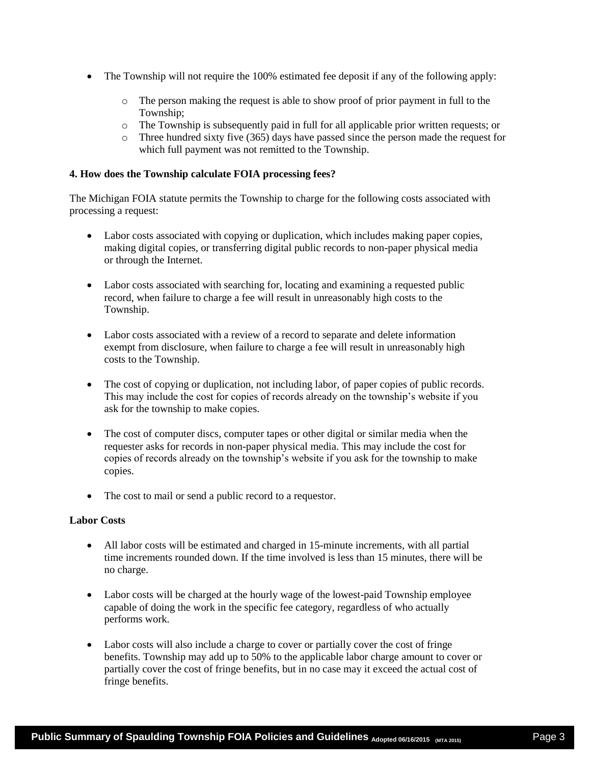- The Township will not require the 100% estimated fee deposit if any of the following apply:
  - The person making the request is able to show proof of prior payment in full to the Township;
  - The Township is subsequently paid in full for all applicable prior written requests; or
  - Three hundred sixty five (365) days have passed since the person made the request for which full payment was not remitted to the Township.

**4. How does the Township calculate FOIA processing fees?**

The Michigan FOIA statute permits the Township to charge for the following costs associated with processing a request:

- Labor costs associated with copying or duplication, which includes making paper copies, making digital copies, or transferring digital public records to non-paper physical media or through the Internet.
- Labor costs associated with searching for, locating and examining a requested public record, when failure to charge a fee will result in unreasonably high costs to the Township.
- Labor costs associated with a review of a record to separate and delete information exempt from disclosure, when failure to charge a fee will result in unreasonably high costs to the Township.
- The cost of copying or duplication, not including labor, of paper copies of public records. This may include the cost for copies of records already on the township's website if you ask for the township to make copies.
- The cost of computer discs, computer tapes or other digital or similar media when the requester asks for records in non-paper physical media. This may include the cost for copies of records already on the township's website if you ask for the township to make copies.
- The cost to mail or send a public record to a requestor.

**Labor Costs**

- All labor costs will be estimated and charged in 15-minute increments, with all partial time increments rounded down. If the time involved is less than 15 minutes, there will be no charge.
- Labor costs will be charged at the hourly wage of the lowest-paid Township employee capable of doing the work in the specific fee category, regardless of who actually performs work.
- Labor costs will also include a charge to cover or partially cover the cost of fringe benefits. Township may add up to 50% to the applicable labor charge amount to cover or partially cover the cost of fringe benefits, but in no case may it exceed the actual cost of fringe benefits.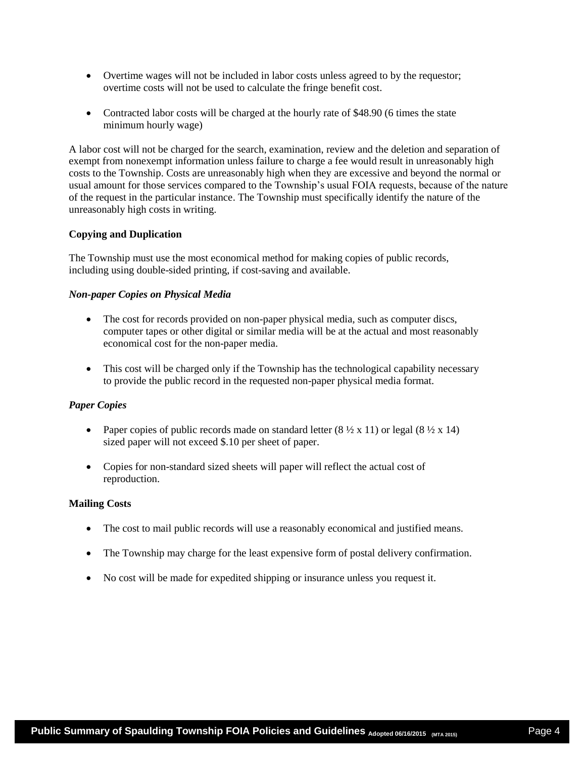- Overtime wages will not be included in labor costs unless agreed to by the requestor; overtime costs will not be used to calculate the fringe benefit cost.
- Contracted labor costs will be charged at the hourly rate of $48.90 (6 times the state minimum hourly wage)

A labor cost will not be charged for the search, examination, review and the deletion and separation of exempt from nonexempt information unless failure to charge a fee would result in unreasonably high costs to the Township. Costs are unreasonably high when they are excessive and beyond the normal or usual amount for those services compared to the Township's usual FOIA requests, because of the nature of the request in the particular instance. The Township must specifically identify the nature of the unreasonably high costs in writing.

**Copying and Duplication**

The Township must use the most economical method for making copies of public records, including using double-sided printing, if cost-saving and available.

***Non-paper Copies on Physical Media***

- The cost for records provided on non-paper physical media, such as computer discs, computer tapes or other digital or similar media will be at the actual and most reasonably economical cost for the non-paper media.
- This cost will be charged only if the Township has the technological capability necessary to provide the public record in the requested non-paper physical media format.

***Paper Copies***

- Paper copies of public records made on standard letter (8 ½ x 11) or legal (8 ½ x 14) sized paper will not exceed $.10 per sheet of paper.
- Copies for non-standard sized sheets will paper will reflect the actual cost of reproduction.

**Mailing Costs**

- The cost to mail public records will use a reasonably economical and justified means.
- The Township may charge for the least expensive form of postal delivery confirmation.
- No cost will be made for expedited shipping or insurance unless you request it.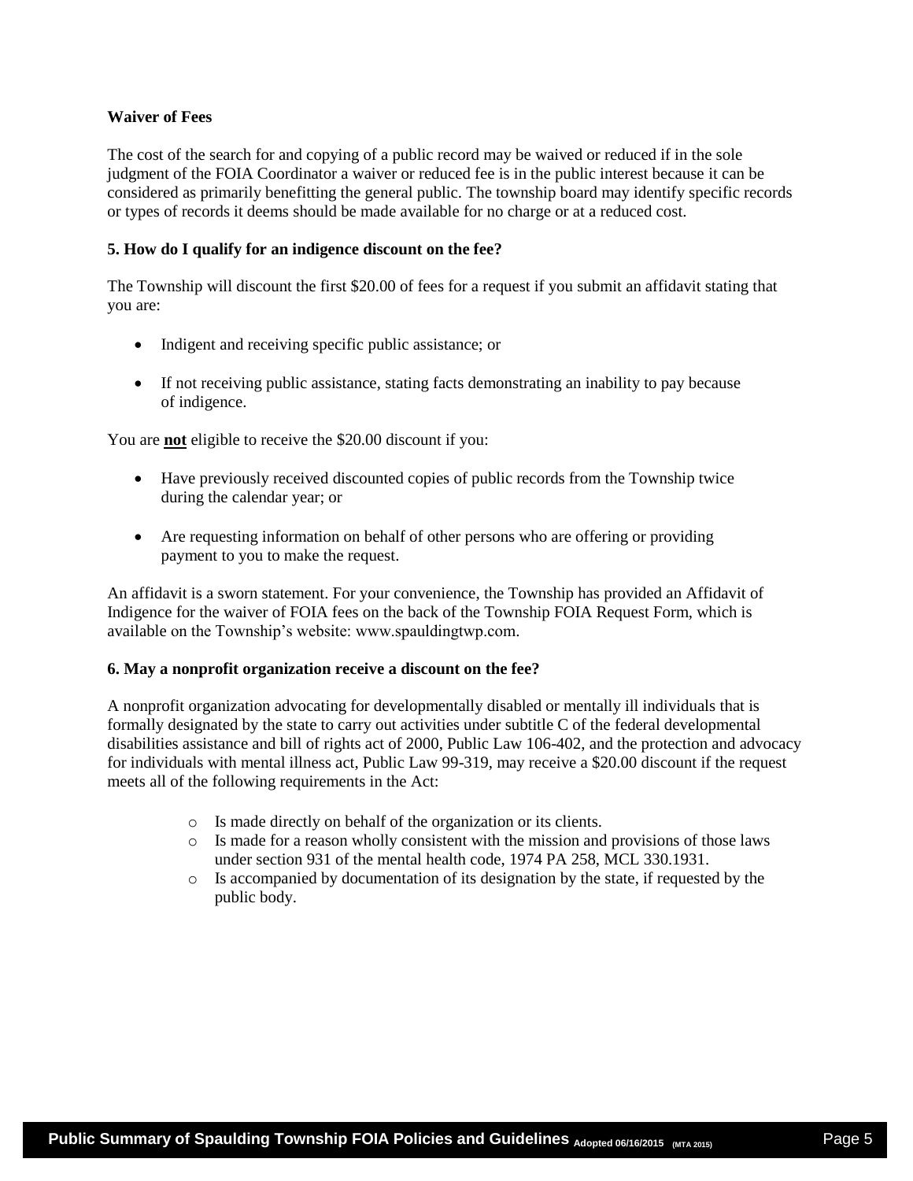**Waiver of Fees**

The cost of the search for and copying of a public record may be waived or reduced if in the sole judgment of the FOIA Coordinator a waiver or reduced fee is in the public interest because it can be considered as primarily benefitting the general public. The township board may identify specific records or types of records it deems should be made available for no charge or at a reduced cost.

**5. How do I qualify for an indigence discount on the fee?**

The Township will discount the first $20.00 of fees for a request if you submit an affidavit stating that you are:

- Indigent and receiving specific public assistance; or
- If not receiving public assistance, stating facts demonstrating an inability to pay because of indigence.

You are **not** eligible to receive the $20.00 discount if you:

- Have previously received discounted copies of public records from the Township twice during the calendar year; or
- Are requesting information on behalf of other persons who are offering or providing payment to you to make the request.

An affidavit is a sworn statement. For your convenience, the Township has provided an Affidavit of Indigence for the waiver of FOIA fees on the back of the Township FOIA Request Form, which is available on the Township's website: www.spauldingtwp.com.

**6. May a nonprofit organization receive a discount on the fee?**

A nonprofit organization advocating for developmentally disabled or mentally ill individuals that is formally designated by the state to carry out activities under subtitle C of the federal developmental disabilities assistance and bill of rights act of 2000, Public Law 106-402, and the protection and advocacy for individuals with mental illness act, Public Law 99-319, may receive a $20.00 discount if the request meets all of the following requirements in the Act:

- Is made directly on behalf of the organization or its clients.
- Is made for a reason wholly consistent with the mission and provisions of those laws under section 931 of the mental health code, 1974 PA 258, MCL 330.1931.
- Is accompanied by documentation of its designation by the state, if requested by the public body.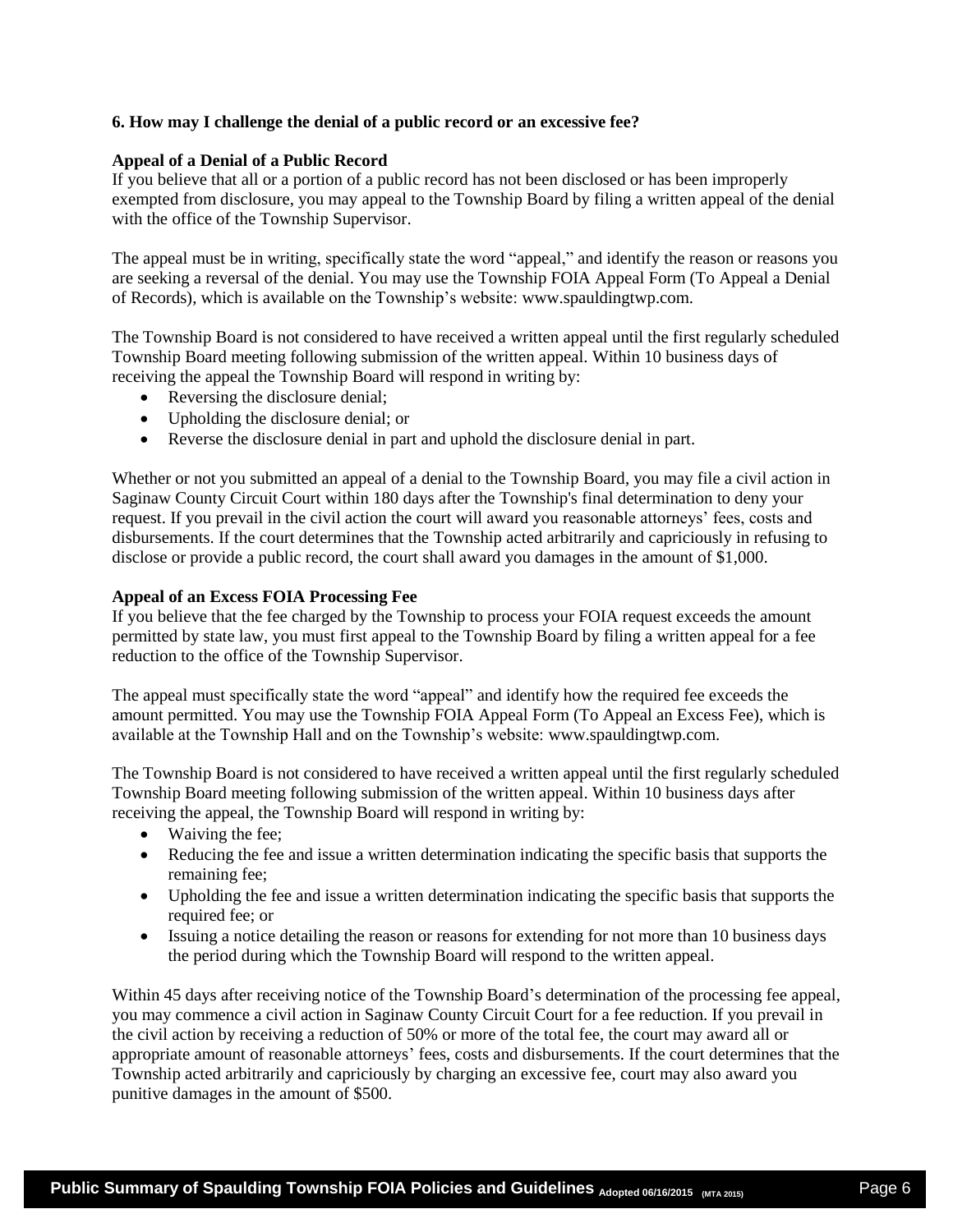**6. How may I challenge the denial of a public record or an excessive fee?**

**Appeal of a Denial of a Public Record**

If you believe that all or a portion of a public record has not been disclosed or has been improperly exempted from disclosure, you may appeal to the Township Board by filing a written appeal of the denial with the office of the Township Supervisor.

The appeal must be in writing, specifically state the word "appeal," and identify the reason or reasons you are seeking a reversal of the denial. You may use the Township FOIA Appeal Form (To Appeal a Denial of Records), which is available on the Township's website: www.spauldingtwp.com.

The Township Board is not considered to have received a written appeal until the first regularly scheduled Township Board meeting following submission of the written appeal. Within 10 business days of receiving the appeal the Township Board will respond in writing by:

- Reversing the disclosure denial;
- Upholding the disclosure denial; or
- Reverse the disclosure denial in part and uphold the disclosure denial in part.

Whether or not you submitted an appeal of a denial to the Township Board, you may file a civil action in Saginaw County Circuit Court within 180 days after the Township's final determination to deny your request. If you prevail in the civil action the court will award you reasonable attorneys' fees, costs and disbursements. If the court determines that the Township acted arbitrarily and capriciously in refusing to disclose or provide a public record, the court shall award you damages in the amount of $1,000.

**Appeal of an Excess FOIA Processing Fee**

If you believe that the fee charged by the Township to process your FOIA request exceeds the amount permitted by state law, you must first appeal to the Township Board by filing a written appeal for a fee reduction to the office of the Township Supervisor.

The appeal must specifically state the word "appeal" and identify how the required fee exceeds the amount permitted. You may use the Township FOIA Appeal Form (To Appeal an Excess Fee), which is available at the Township Hall and on the Township's website: www.spauldingtwp.com.

The Township Board is not considered to have received a written appeal until the first regularly scheduled Township Board meeting following submission of the written appeal. Within 10 business days after receiving the appeal, the Township Board will respond in writing by:

- Waiving the fee;
- Reducing the fee and issue a written determination indicating the specific basis that supports the remaining fee;
- Upholding the fee and issue a written determination indicating the specific basis that supports the required fee; or
- Issuing a notice detailing the reason or reasons for extending for not more than 10 business days the period during which the Township Board will respond to the written appeal.

Within 45 days after receiving notice of the Township Board's determination of the processing fee appeal, you may commence a civil action in Saginaw County Circuit Court for a fee reduction. If you prevail in the civil action by receiving a reduction of 50% or more of the total fee, the court may award all or appropriate amount of reasonable attorneys' fees, costs and disbursements. If the court determines that the Township acted arbitrarily and capriciously by charging an excessive fee, court may also award you punitive damages in the amount of $500.